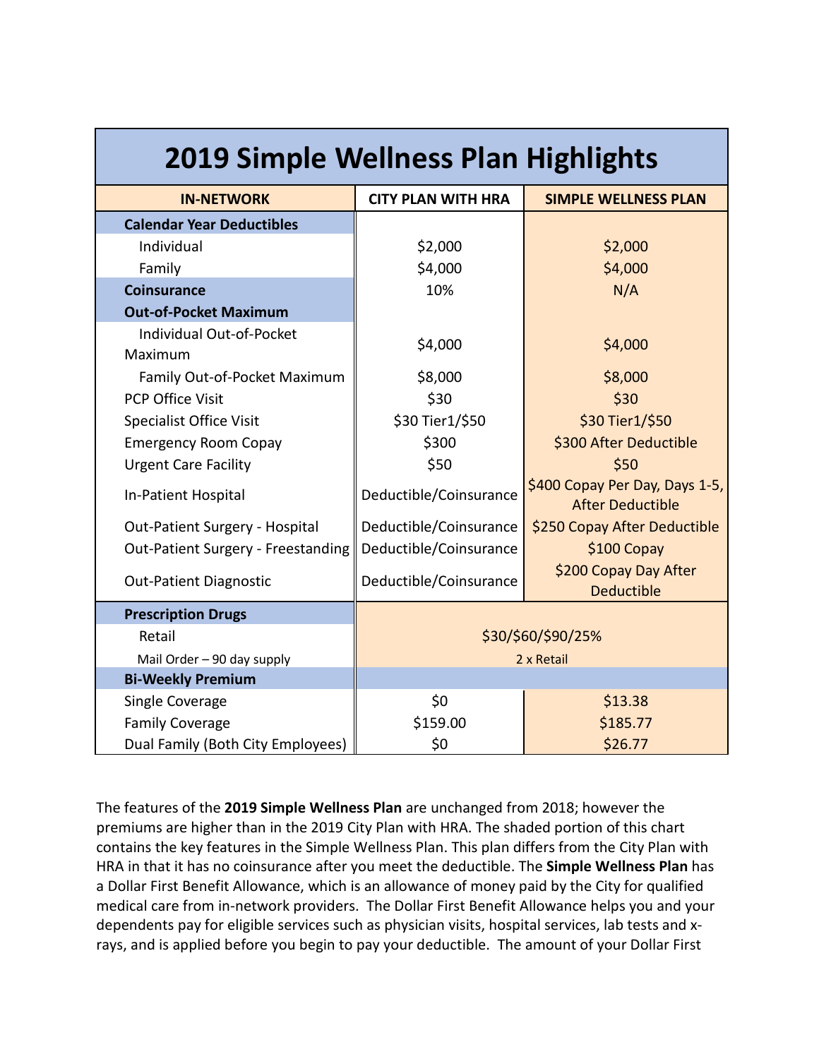# 2019 Simple Wellness Plan Highlights

| IN-NETWORK | CITY PLAN WITH HRA | SIMPLE WELLNESS PLAN |
|---|---|---|
| **Calendar Year Deductibles** | | |
| Individual | $2,000 | $2,000 |
| Family | $4,000 | $4,000 |
| **Coinsurance** | 10% | N/A |
| **Out-of-Pocket Maximum** | | |
| Individual Out-of-Pocket Maximum | $4,000 | $4,000 |
| Family Out-of-Pocket Maximum | $8,000 | $8,000 |
| PCP Office Visit | $30 | $30 |
| Specialist Office Visit | $30 Tier1/$50 | $30 Tier1/$50 |
| Emergency Room Copay | $300 | $300 After Deductible |
| Urgent Care Facility | $50 | $50 |
| In-Patient Hospital | Deductible/Coinsurance | $400 Copay Per Day, Days 1-5, After Deductible |
| Out-Patient Surgery - Hospital | Deductible/Coinsurance | $250 Copay After Deductible |
| Out-Patient Surgery - Freestanding | Deductible/Coinsurance | $100 Copay |
| Out-Patient Diagnostic | Deductible/Coinsurance | $200 Copay Day After Deductible |
| **Prescription Drugs** | | |
| Retail | $30/$60/$90/25% | |
| Mail Order – 90 day supply | 2 x Retail | |
| **Bi-Weekly Premium** | | |
| Single Coverage | $0 | $13.38 |
| Family Coverage | $159.00 | $185.77 |
| Dual Family (Both City Employees) | $0 | $26.77 |

The features of the **2019 Simple Wellness Plan** are unchanged from 2018; however the premiums are higher than in the 2019 City Plan with HRA. The shaded portion of this chart contains the key features in the Simple Wellness Plan. This plan differs from the City Plan with HRA in that it has no coinsurance after you meet the deductible. The **Simple Wellness Plan** has a Dollar First Benefit Allowance, which is an allowance of money paid by the City for qualified medical care from in-network providers. The Dollar First Benefit Allowance helps you and your dependents pay for eligible services such as physician visits, hospital services, lab tests and x-rays, and is applied before you begin to pay your deductible. The amount of your Dollar First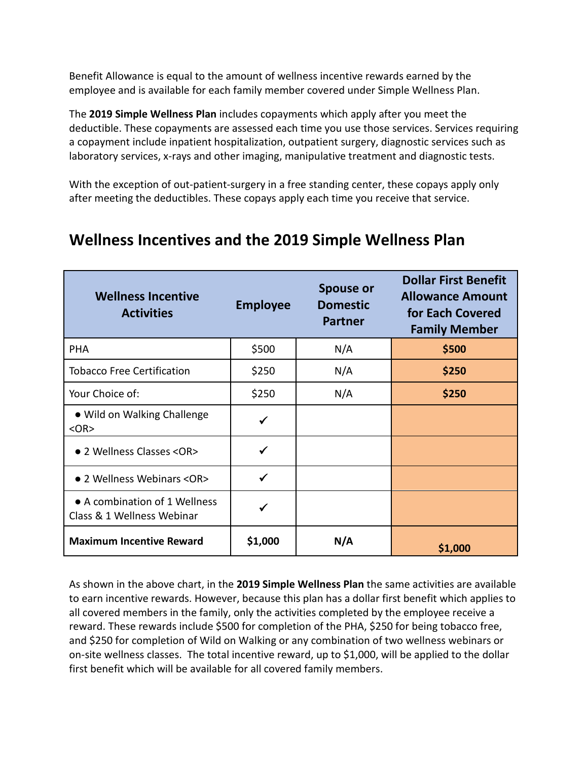Benefit Allowance is equal to the amount of wellness incentive rewards earned by the employee and is available for each family member covered under Simple Wellness Plan.

The **2019 Simple Wellness Plan** includes copayments which apply after you meet the deductible. These copayments are assessed each time you use those services. Services requiring a copayment include inpatient hospitalization, outpatient surgery, diagnostic services such as laboratory services, x-rays and other imaging, manipulative treatment and diagnostic tests.

With the exception of out-patient-surgery in a free standing center, these copays apply only after meeting the deductibles. These copays apply each time you receive that service.

## Wellness Incentives and the 2019 Simple Wellness Plan

| Wellness Incentive Activities | Employee | Spouse or Domestic Partner | Dollar First Benefit Allowance Amount for Each Covered Family Member |
|---|---|---|---|
| PHA | $500 | N/A | **$500** |
| Tobacco Free Certification | $250 | N/A | **$250** |
| Your Choice of: | $250 | N/A | **$250** |
| ● Wild on Walking Challenge <OR> | ✓ | | |
| ● 2 Wellness Classes <OR> | ✓ | | |
| ● 2 Wellness Webinars <OR> | ✓ | | |
| ● A combination of 1 Wellness Class & 1 Wellness Webinar | ✓ | | |
| **Maximum Incentive Reward** | **$1,000** | **N/A** | **$1,000** |

As shown in the above chart, in the **2019 Simple Wellness Plan** the same activities are available to earn incentive rewards. However, because this plan has a dollar first benefit which applies to all covered members in the family, only the activities completed by the employee receive a reward. These rewards include $500 for completion of the PHA, $250 for being tobacco free, and $250 for completion of Wild on Walking or any combination of two wellness webinars or on-site wellness classes. The total incentive reward, up to $1,000, will be applied to the dollar first benefit which will be available for all covered family members.